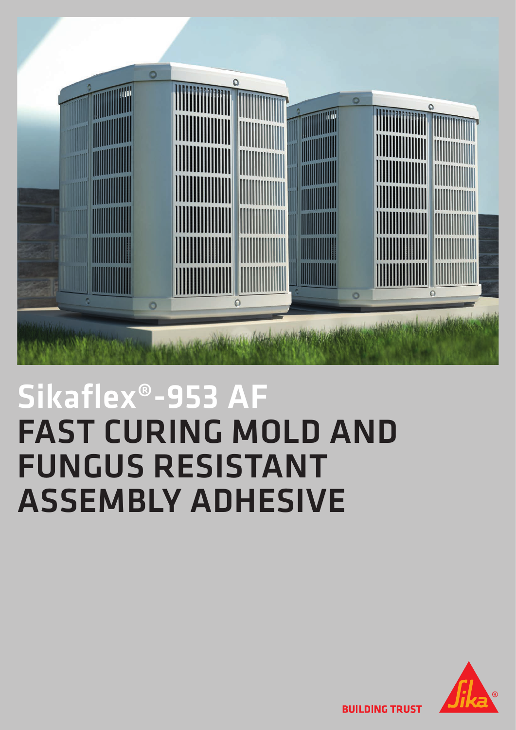# Sikaflex®-953 AF
# FAST CURING MOLD AND FUNGUS RESISTANT ASSEMBLY ADHESIVE

BUILDING TRUST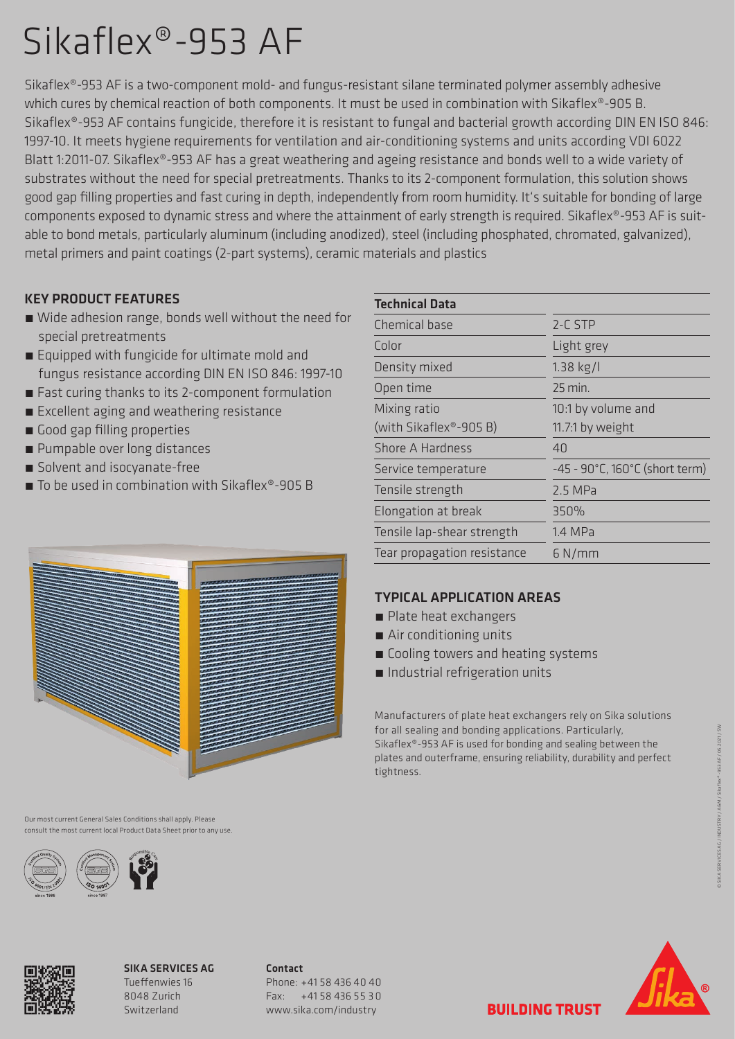# Sikaflex®-953 AF

Sikaflex®-953 AF is a two-component mold- and fungus-resistant silane terminated polymer assembly adhesive which cures by chemical reaction of both components. It must be used in combination with Sikaflex®-905 B. Sikaflex®-953 AF contains fungicide, therefore it is resistant to fungal and bacterial growth according DIN EN ISO 846: 1997-10. It meets hygiene requirements for ventilation and air-conditioning systems and units according VDI 6022 Blatt 1:2011-07. Sikaflex®-953 AF has a great weathering and ageing resistance and bonds well to a wide variety of substrates without the need for special pretreatments. Thanks to its 2-component formulation, this solution shows good gap filling properties and fast curing in depth, independently from room humidity. It's suitable for bonding of large components exposed to dynamic stress and where the attainment of early strength is required. Sikaflex®-953 AF is suitable to bond metals, particularly aluminum (including anodized), steel (including phosphated, chromated, galvanized), metal primers and paint coatings (2-part systems), ceramic materials and plastics

## KEY PRODUCT FEATURES

- Wide adhesion range, bonds well without the need for special pretreatments
- Equipped with fungicide for ultimate mold and fungus resistance according DIN EN ISO 846: 1997-10
- Fast curing thanks to its 2-component formulation
- Excellent aging and weathering resistance
- Good gap filling properties
- Pumpable over long distances
- Solvent and isocyanate-free
- To be used in combination with Sikaflex®-905 B

| Technical Data | |
|---|---|
| Chemical base | 2-C STP |
| Color | Light grey |
| Density mixed | 1.38 kg/l |
| Open time | 25 min. |
| Mixing ratio (with Sikaflex®-905 B) | 10:1 by volume and 11.7:1 by weight |
| Shore A Hardness | 40 |
| Service temperature | -45 - 90°C, 160°C (short term) |
| Tensile strength | 2.5 MPa |
| Elongation at break | 350% |
| Tensile lap-shear strength | 1.4 MPa |
| Tear propagation resistance | 6 N/mm |

## TYPICAL APPLICATION AREAS

- Plate heat exchangers
- Air conditioning units
- Cooling towers and heating systems
- Industrial refrigeration units

Manufacturers of plate heat exchangers rely on Sika solutions for all sealing and bonding applications. Particularly, Sikaflex®-953 AF is used for bonding and sealing between the plates and outerframe, ensuring reliability, durability and perfect tightness.

Our most current General Sales Conditions shall apply. Please consult the most current local Product Data Sheet prior to any use.

**SIKA SERVICES AG**
Tueffenwies 16
8048 Zurich
Switzerland

**Contact**
Phone: +41 58 436 40 40
Fax: +41 58 436 55 30
www.sika.com/industry

**BUILDING TRUST**